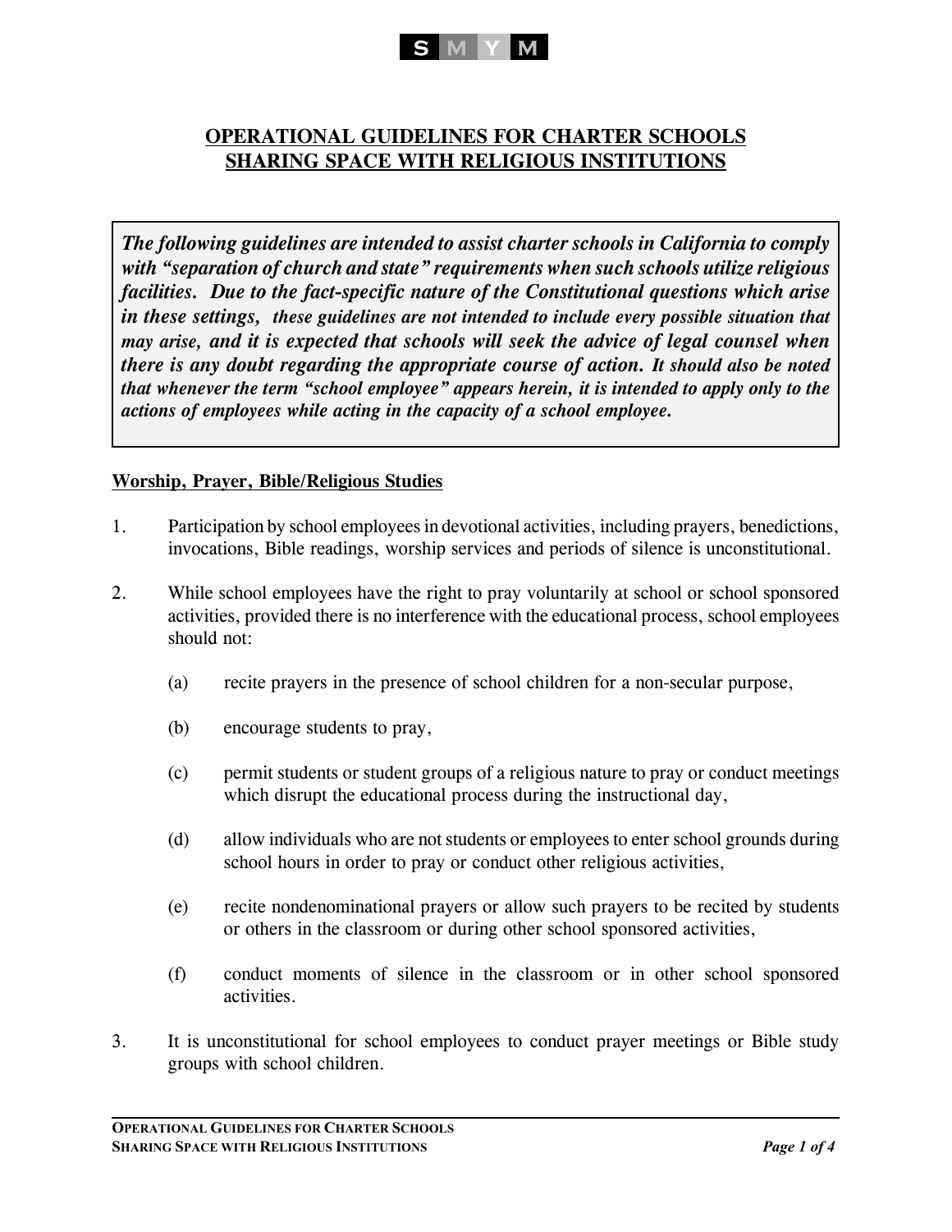# OPERATIONAL GUIDELINES FOR CHARTER SCHOOLS SHARING SPACE WITH RELIGIOUS INSTITUTIONS

***The following guidelines are intended to assist charter schools in California to comply with "separation of church and state" requirements when such schools utilize religious facilities. Due to the fact-specific nature of the Constitutional questions which arise in these settings, these guidelines are not intended to include every possible situation that may arise, and it is expected that schools will seek the advice of legal counsel when there is any doubt regarding the appropriate course of action. It should also be noted that whenever the term "school employee" appears herein, it is intended to apply only to the actions of employees while acting in the capacity of a school employee.***

## Worship, Prayer, Bible/Religious Studies

1. Participation by school employees in devotional activities, including prayers, benedictions, invocations, Bible readings, worship services and periods of silence is unconstitutional.

2. While school employees have the right to pray voluntarily at school or school sponsored activities, provided there is no interference with the educational process, school employees should not:

   (a) recite prayers in the presence of school children for a non-secular purpose,

   (b) encourage students to pray,

   (c) permit students or student groups of a religious nature to pray or conduct meetings which disrupt the educational process during the instructional day,

   (d) allow individuals who are not students or employees to enter school grounds during school hours in order to pray or conduct other religious activities,

   (e) recite nondenominational prayers or allow such prayers to be recited by students or others in the classroom or during other school sponsored activities,

   (f) conduct moments of silence in the classroom or in other school sponsored activities.

3. It is unconstitutional for school employees to conduct prayer meetings or Bible study groups with school children.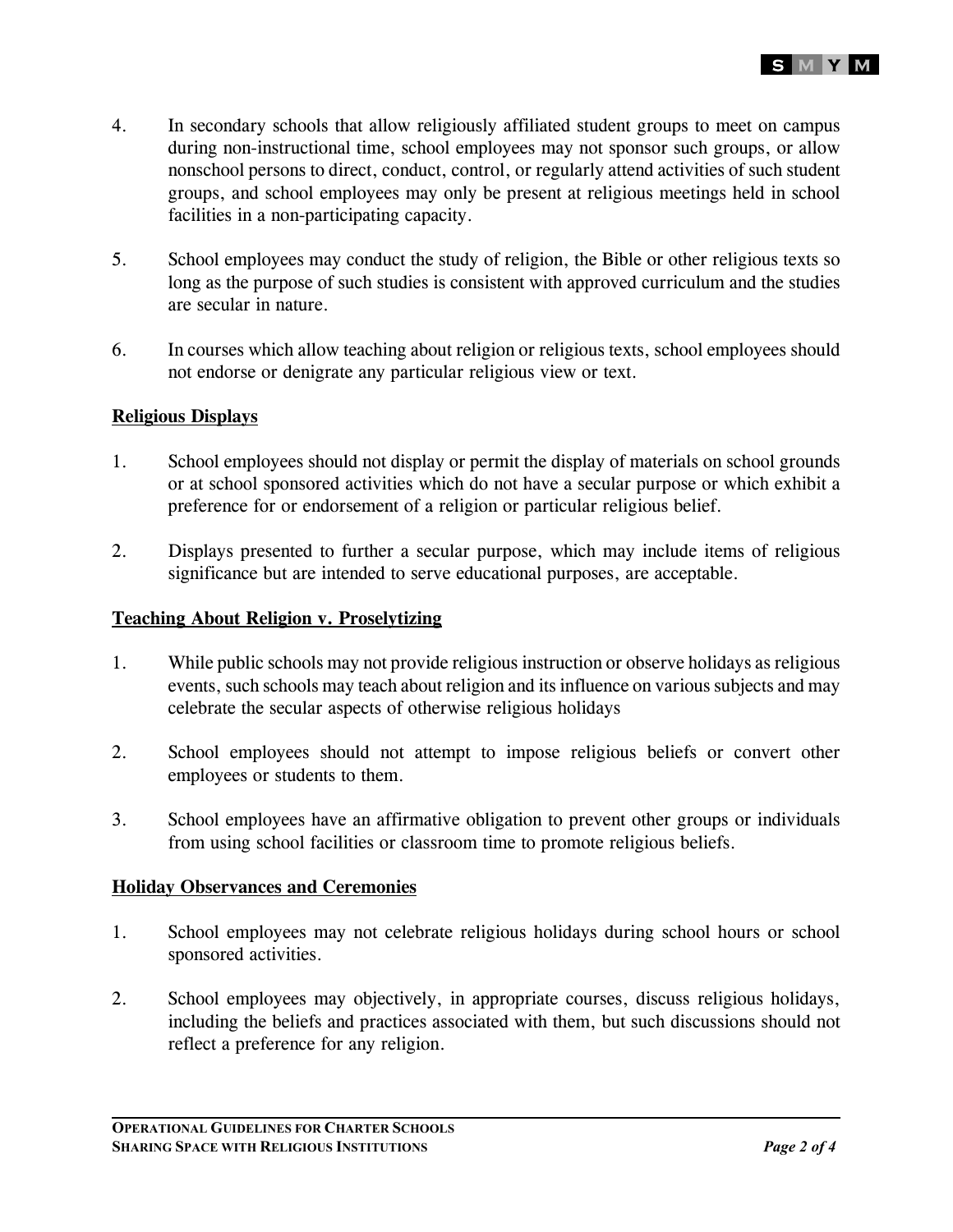4. In secondary schools that allow religiously affiliated student groups to meet on campus during non-instructional time, school employees may not sponsor such groups, or allow nonschool persons to direct, conduct, control, or regularly attend activities of such student groups, and school employees may only be present at religious meetings held in school facilities in a non-participating capacity.

5. School employees may conduct the study of religion, the Bible or other religious texts so long as the purpose of such studies is consistent with approved curriculum and the studies are secular in nature.

6. In courses which allow teaching about religion or religious texts, school employees should not endorse or denigrate any particular religious view or text.

**Religious Displays**

1. School employees should not display or permit the display of materials on school grounds or at school sponsored activities which do not have a secular purpose or which exhibit a preference for or endorsement of a religion or particular religious belief.

2. Displays presented to further a secular purpose, which may include items of religious significance but are intended to serve educational purposes, are acceptable.

**Teaching About Religion v. Proselytizing**

1. While public schools may not provide religious instruction or observe holidays as religious events, such schools may teach about religion and its influence on various subjects and may celebrate the secular aspects of otherwise religious holidays

2. School employees should not attempt to impose religious beliefs or convert other employees or students to them.

3. School employees have an affirmative obligation to prevent other groups or individuals from using school facilities or classroom time to promote religious beliefs.

**Holiday Observances and Ceremonies**

1. School employees may not celebrate religious holidays during school hours or school sponsored activities.

2. School employees may objectively, in appropriate courses, discuss religious holidays, including the beliefs and practices associated with them, but such discussions should not reflect a preference for any religion.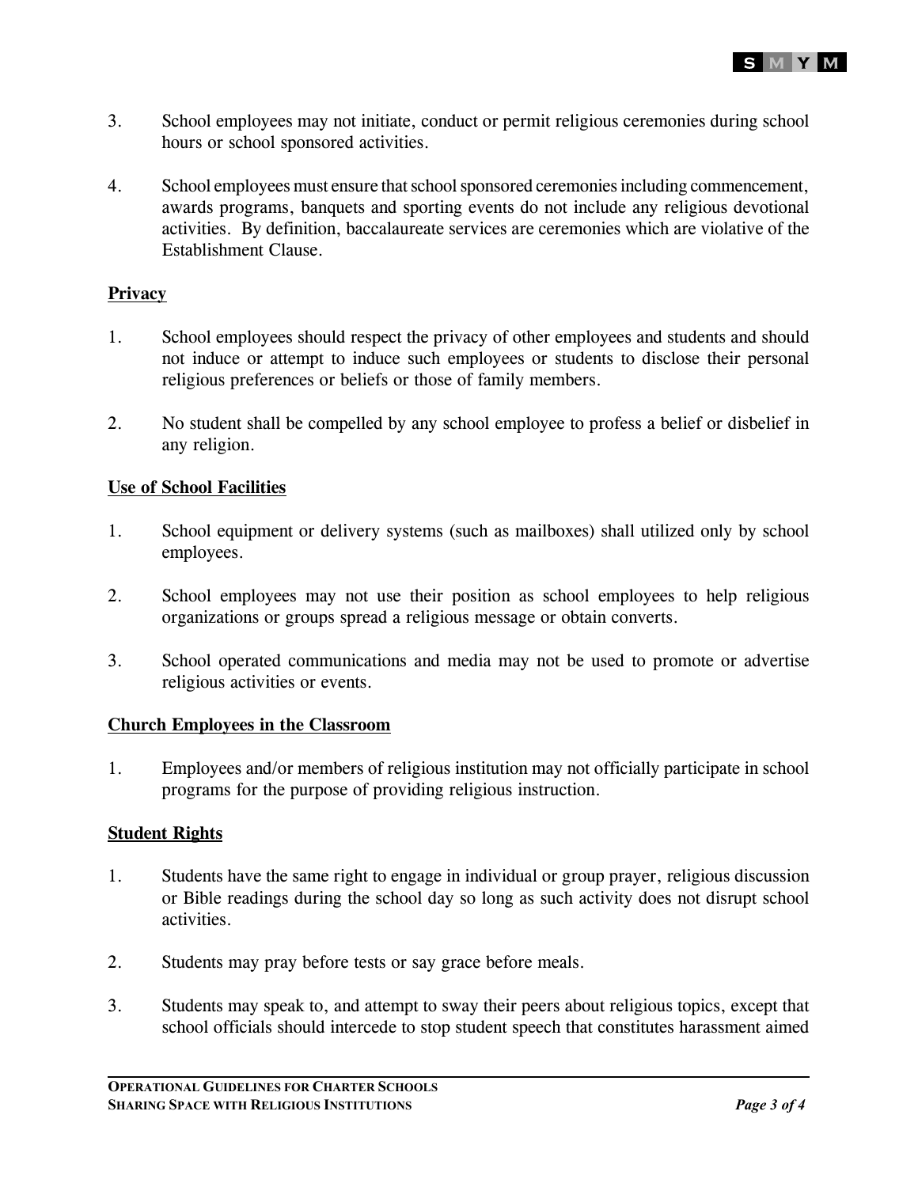3. School employees may not initiate, conduct or permit religious ceremonies during school hours or school sponsored activities.

4. School employees must ensure that school sponsored ceremonies including commencement, awards programs, banquets and sporting events do not include any religious devotional activities. By definition, baccalaureate services are ceremonies which are violative of the Establishment Clause.

**Privacy**

1. School employees should respect the privacy of other employees and students and should not induce or attempt to induce such employees or students to disclose their personal religious preferences or beliefs or those of family members.

2. No student shall be compelled by any school employee to profess a belief or disbelief in any religion.

**Use of School Facilities**

1. School equipment or delivery systems (such as mailboxes) shall utilized only by school employees.

2. School employees may not use their position as school employees to help religious organizations or groups spread a religious message or obtain converts.

3. School operated communications and media may not be used to promote or advertise religious activities or events.

**Church Employees in the Classroom**

1. Employees and/or members of religious institution may not officially participate in school programs for the purpose of providing religious instruction.

**Student Rights**

1. Students have the same right to engage in individual or group prayer, religious discussion or Bible readings during the school day so long as such activity does not disrupt school activities.

2. Students may pray before tests or say grace before meals.

3. Students may speak to, and attempt to sway their peers about religious topics, except that school officials should intercede to stop student speech that constitutes harassment aimed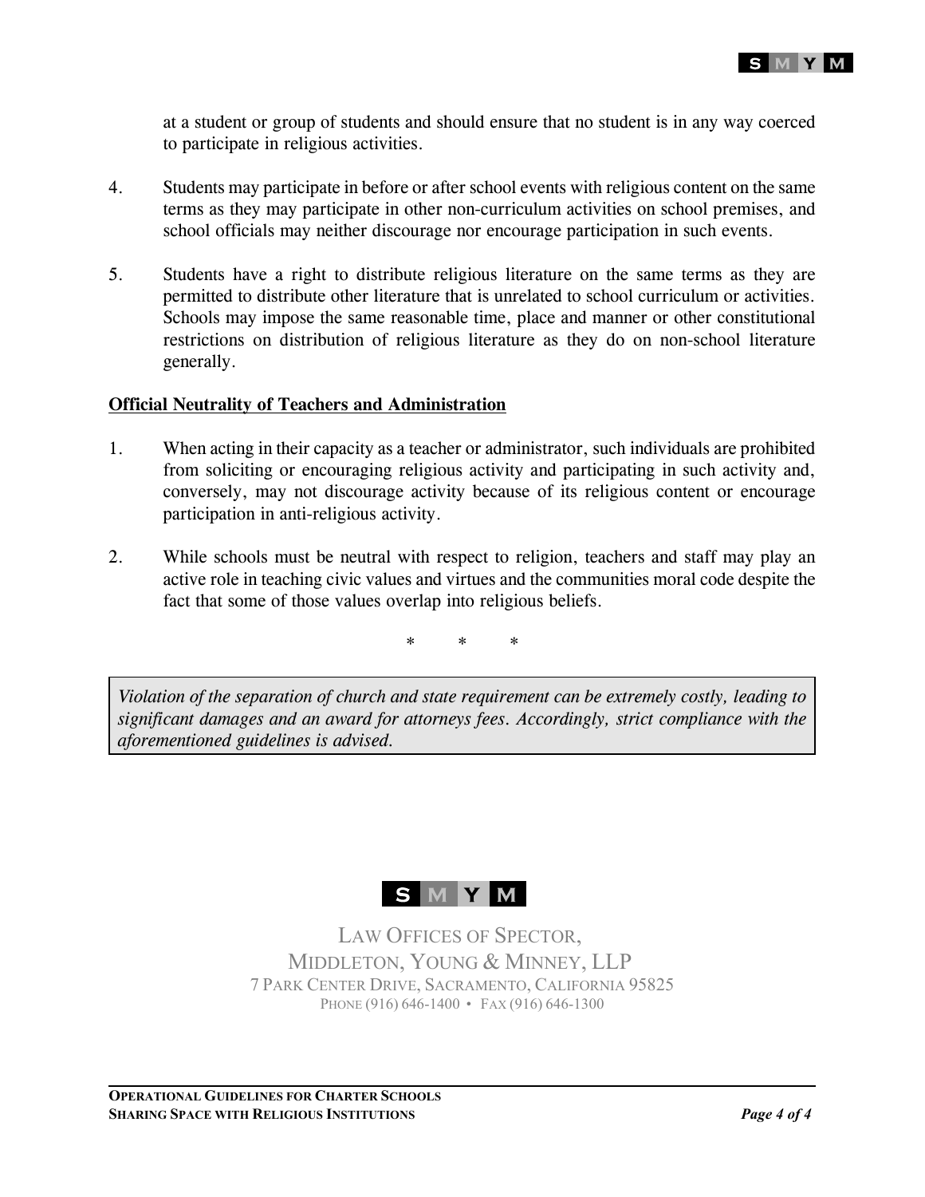at a student or group of students and should ensure that no student is in any way coerced to participate in religious activities.

4. Students may participate in before or after school events with religious content on the same terms as they may participate in other non-curriculum activities on school premises, and school officials may neither discourage nor encourage participation in such events.

5. Students have a right to distribute religious literature on the same terms as they are permitted to distribute other literature that is unrelated to school curriculum or activities. Schools may impose the same reasonable time, place and manner or other constitutional restrictions on distribution of religious literature as they do on non-school literature generally.

**Official Neutrality of Teachers and Administration**

1. When acting in their capacity as a teacher or administrator, such individuals are prohibited from soliciting or encouraging religious activity and participating in such activity and, conversely, may not discourage activity because of its religious content or encourage participation in anti-religious activity.

2. While schools must be neutral with respect to religion, teachers and staff may play an active role in teaching civic values and virtues and the communities moral code despite the fact that some of those values overlap into religious beliefs.

\* \* \*

*Violation of the separation of church and state requirement can be extremely costly, leading to significant damages and an award for attorneys fees. Accordingly, strict compliance with the aforementioned guidelines is advised.*

S M Y M

LAW OFFICES OF SPECTOR,
MIDDLETON, YOUNG & MINNEY, LLP
7 PARK CENTER DRIVE, SACRAMENTO, CALIFORNIA 95825
PHONE (916) 646-1400 • FAX (916) 646-1300